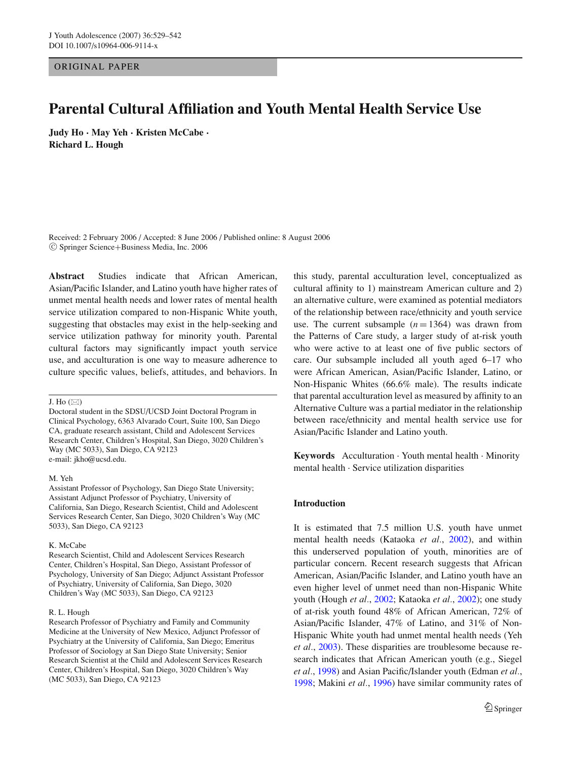ORIGINAL PAPER

# Parental Cultural Affiliation and Youth Mental Health Service Use

**Judy Ho · May Yeh · Kristen McCabe · Richard L. Hough**

Received: 2 February 2006 / Accepted: 8 June 2006 / Published online: 8 August 2006
© Springer Science+Business Media, Inc. 2006

**Abstract** Studies indicate that African American, Asian/Pacific Islander, and Latino youth have higher rates of unmet mental health needs and lower rates of mental health service utilization compared to non-Hispanic White youth, suggesting that obstacles may exist in the help-seeking and service utilization pathway for minority youth. Parental cultural factors may significantly impact youth service use, and acculturation is one way to measure adherence to culture specific values, beliefs, attitudes, and behaviors. In this study, parental acculturation level, conceptualized as cultural affinity to 1) mainstream American culture and 2) an alternative culture, were examined as potential mediators of the relationship between race/ethnicity and youth service use. The current subsample ($n = 1364$) was drawn from the Patterns of Care study, a larger study of at-risk youth who were active to at least one of five public sectors of care. Our subsample included all youth aged 6–17 who were African American, Asian/Pacific Islander, Latino, or Non-Hispanic Whites (66.6% male). The results indicate that parental acculturation level as measured by affinity to an Alternative Culture was a partial mediator in the relationship between race/ethnicity and mental health service use for Asian/Pacific Islander and Latino youth.

**Keywords** Acculturation · Youth mental health · Minority mental health · Service utilization disparities

J. Ho (✉)
Doctoral student in the SDSU/UCSD Joint Doctoral Program in Clinical Psychology, 6363 Alvarado Court, Suite 100, San Diego CA, graduate research assistant, Child and Adolescent Services Research Center, Children's Hospital, San Diego, 3020 Children's Way (MC 5033), San Diego, CA 92123
e-mail: jkho@ucsd.edu.

M. Yeh
Assistant Professor of Psychology, San Diego State University; Assistant Adjunct Professor of Psychiatry, University of California, San Diego, Research Scientist, Child and Adolescent Services Research Center, San Diego, 3020 Children's Way (MC 5033), San Diego, CA 92123

K. McCabe
Research Scientist, Child and Adolescent Services Research Center, Children's Hospital, San Diego, Assistant Professor of Psychology, University of San Diego; Adjunct Assistant Professor of Psychiatry, University of California, San Diego, 3020 Children's Way (MC 5033), San Diego, CA 92123

R. L. Hough
Research Professor of Psychiatry and Family and Community Medicine at the University of New Mexico, Adjunct Professor of Psychiatry at the University of California, San Diego; Emeritus Professor of Sociology at San Diego State University; Senior Research Scientist at the Child and Adolescent Services Research Center, Children's Hospital, San Diego, 3020 Children's Way (MC 5033), San Diego, CA 92123

## Introduction

It is estimated that 7.5 million U.S. youth have unmet mental health needs (Kataoka *et al*., 2002), and within this underserved population of youth, minorities are of particular concern. Recent research suggests that African American, Asian/Pacific Islander, and Latino youth have an even higher level of unmet need than non-Hispanic White youth (Hough *et al*., 2002; Kataoka *et al*., 2002); one study of at-risk youth found 48% of African American, 72% of Asian/Pacific Islander, 47% of Latino, and 31% of Non-Hispanic White youth had unmet mental health needs (Yeh *et al*., 2003). These disparities are troublesome because research indicates that African American youth (e.g., Siegel *et al*., 1998) and Asian Pacific/Islander youth (Edman *et al*., 1998; Makini *et al*., 1996) have similar community rates of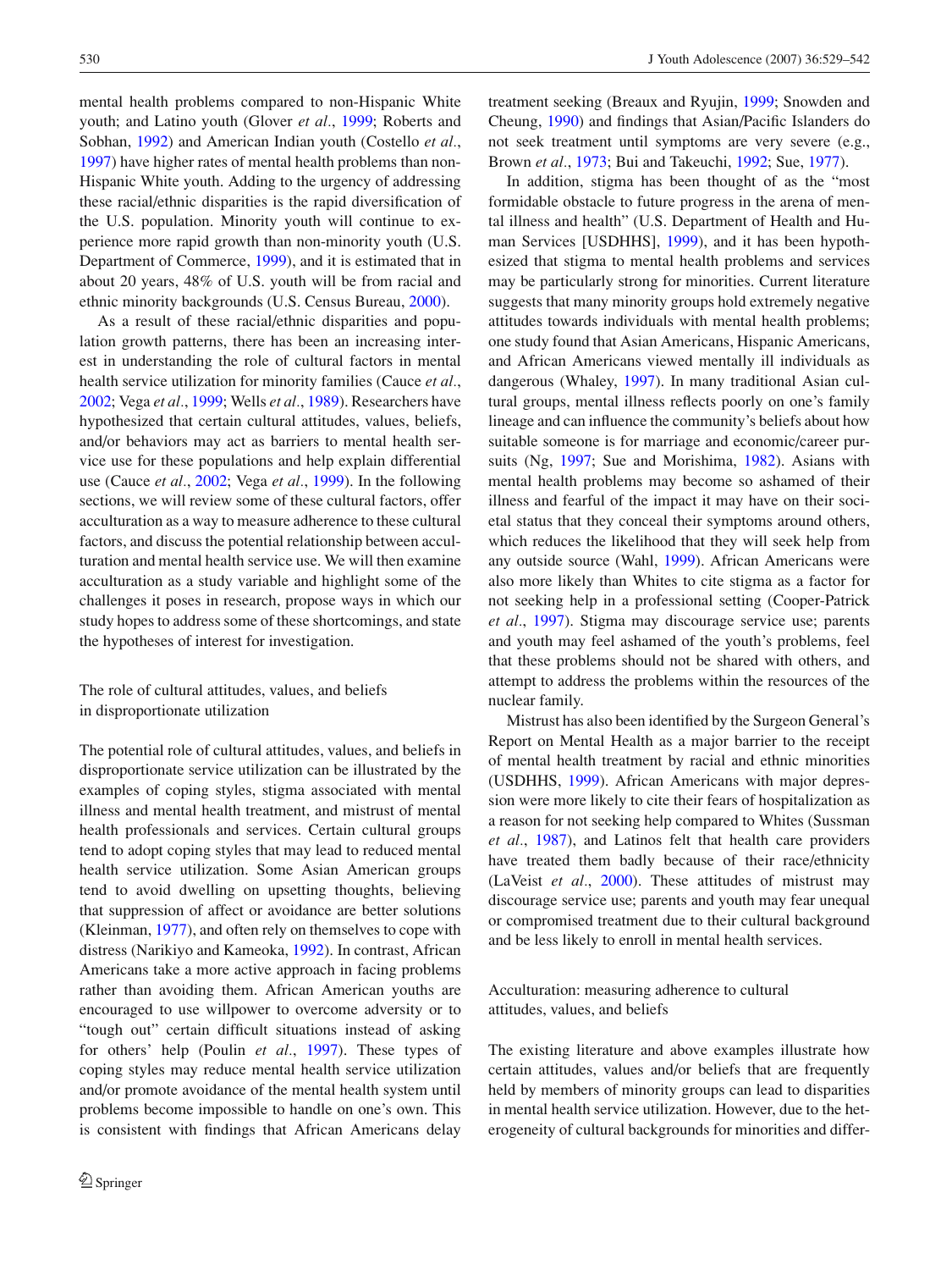mental health problems compared to non-Hispanic White youth; and Latino youth (Glover *et al*., 1999; Roberts and Sobhan, 1992) and American Indian youth (Costello *et al*., 1997) have higher rates of mental health problems than non-Hispanic White youth. Adding to the urgency of addressing these racial/ethnic disparities is the rapid diversification of the U.S. population. Minority youth will continue to experience more rapid growth than non-minority youth (U.S. Department of Commerce, 1999), and it is estimated that in about 20 years, 48% of U.S. youth will be from racial and ethnic minority backgrounds (U.S. Census Bureau, 2000).

As a result of these racial/ethnic disparities and population growth patterns, there has been an increasing interest in understanding the role of cultural factors in mental health service utilization for minority families (Cauce *et al*., 2002; Vega *et al*., 1999; Wells *et al*., 1989). Researchers have hypothesized that certain cultural attitudes, values, beliefs, and/or behaviors may act as barriers to mental health service use for these populations and help explain differential use (Cauce *et al*., 2002; Vega *et al*., 1999). In the following sections, we will review some of these cultural factors, offer acculturation as a way to measure adherence to these cultural factors, and discuss the potential relationship between acculturation and mental health service use. We will then examine acculturation as a study variable and highlight some of the challenges it poses in research, propose ways in which our study hopes to address some of these shortcomings, and state the hypotheses of interest for investigation.

## The role of cultural attitudes, values, and beliefs in disproportionate utilization

The potential role of cultural attitudes, values, and beliefs in disproportionate service utilization can be illustrated by the examples of coping styles, stigma associated with mental illness and mental health treatment, and mistrust of mental health professionals and services. Certain cultural groups tend to adopt coping styles that may lead to reduced mental health service utilization. Some Asian American groups tend to avoid dwelling on upsetting thoughts, believing that suppression of affect or avoidance are better solutions (Kleinman, 1977), and often rely on themselves to cope with distress (Narikiyo and Kameoka, 1992). In contrast, African Americans take a more active approach in facing problems rather than avoiding them. African American youths are encouraged to use willpower to overcome adversity or to "tough out" certain difficult situations instead of asking for others' help (Poulin *et al*., 1997). These types of coping styles may reduce mental health service utilization and/or promote avoidance of the mental health system until problems become impossible to handle on one's own. This is consistent with findings that African Americans delay treatment seeking (Breaux and Ryujin, 1999; Snowden and Cheung, 1990) and findings that Asian/Pacific Islanders do not seek treatment until symptoms are very severe (e.g., Brown *et al*., 1973; Bui and Takeuchi, 1992; Sue, 1977).

In addition, stigma has been thought of as the "most formidable obstacle to future progress in the arena of mental illness and health" (U.S. Department of Health and Human Services [USDHHS], 1999), and it has been hypothesized that stigma to mental health problems and services may be particularly strong for minorities. Current literature suggests that many minority groups hold extremely negative attitudes towards individuals with mental health problems; one study found that Asian Americans, Hispanic Americans, and African Americans viewed mentally ill individuals as dangerous (Whaley, 1997). In many traditional Asian cultural groups, mental illness reflects poorly on one's family lineage and can influence the community's beliefs about how suitable someone is for marriage and economic/career pursuits (Ng, 1997; Sue and Morishima, 1982). Asians with mental health problems may become so ashamed of their illness and fearful of the impact it may have on their societal status that they conceal their symptoms around others, which reduces the likelihood that they will seek help from any outside source (Wahl, 1999). African Americans were also more likely than Whites to cite stigma as a factor for not seeking help in a professional setting (Cooper-Patrick *et al*., 1997). Stigma may discourage service use; parents and youth may feel ashamed of the youth's problems, feel that these problems should not be shared with others, and attempt to address the problems within the resources of the nuclear family.

Mistrust has also been identified by the Surgeon General's Report on Mental Health as a major barrier to the receipt of mental health treatment by racial and ethnic minorities (USDHHS, 1999). African Americans with major depression were more likely to cite their fears of hospitalization as a reason for not seeking help compared to Whites (Sussman *et al*., 1987), and Latinos felt that health care providers have treated them badly because of their race/ethnicity (LaVeist *et al*., 2000). These attitudes of mistrust may discourage service use; parents and youth may fear unequal or compromised treatment due to their cultural background and be less likely to enroll in mental health services.

## Acculturation: measuring adherence to cultural attitudes, values, and beliefs

The existing literature and above examples illustrate how certain attitudes, values and/or beliefs that are frequently held by members of minority groups can lead to disparities in mental health service utilization. However, due to the heterogeneity of cultural backgrounds for minorities and differ-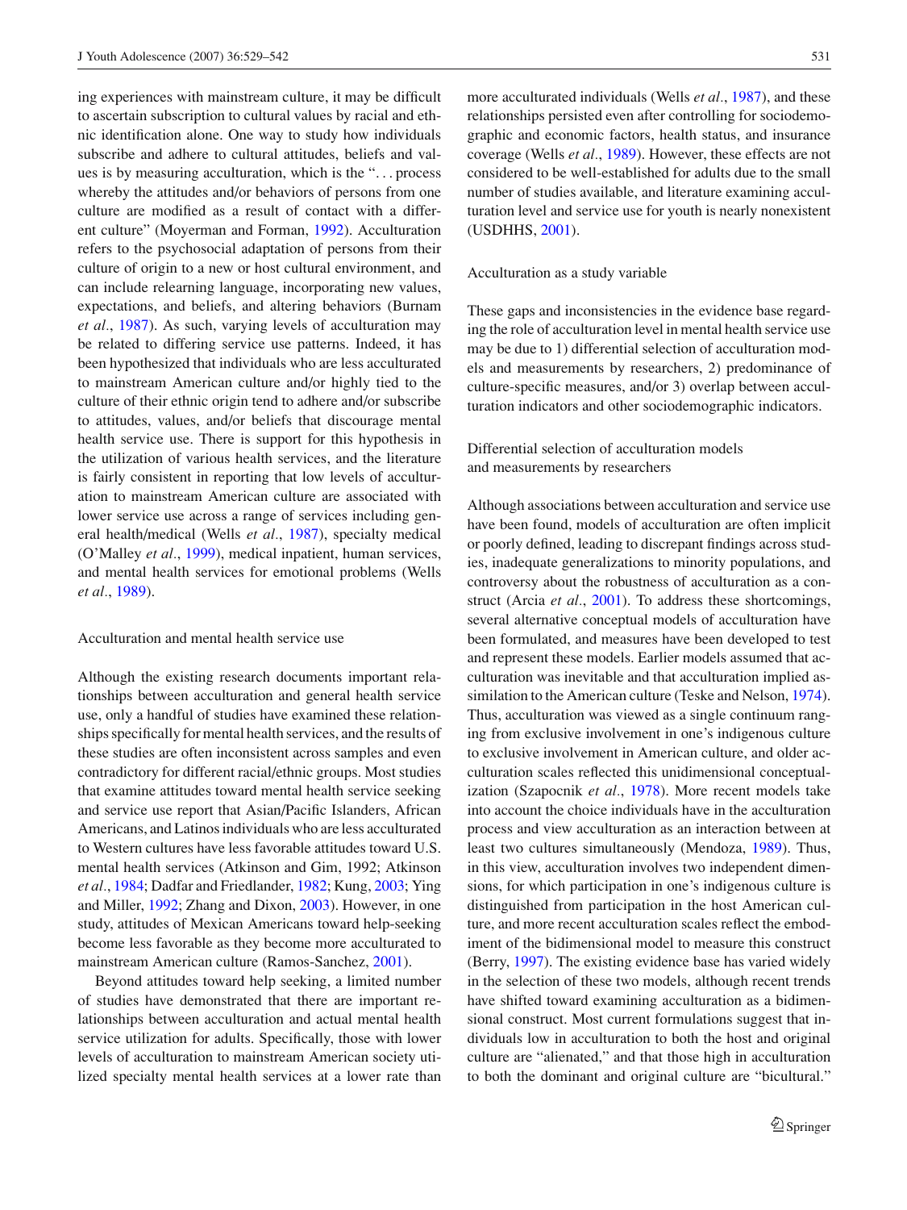ing experiences with mainstream culture, it may be difficult to ascertain subscription to cultural values by racial and ethnic identification alone. One way to study how individuals subscribe and adhere to cultural attitudes, beliefs and values is by measuring acculturation, which is the "... process whereby the attitudes and/or behaviors of persons from one culture are modified as a result of contact with a different culture" (Moyerman and Forman, 1992). Acculturation refers to the psychosocial adaptation of persons from their culture of origin to a new or host cultural environment, and can include relearning language, incorporating new values, expectations, and beliefs, and altering behaviors (Burnam *et al*., 1987). As such, varying levels of acculturation may be related to differing service use patterns. Indeed, it has been hypothesized that individuals who are less acculturated to mainstream American culture and/or highly tied to the culture of their ethnic origin tend to adhere and/or subscribe to attitudes, values, and/or beliefs that discourage mental health service use. There is support for this hypothesis in the utilization of various health services, and the literature is fairly consistent in reporting that low levels of acculturation to mainstream American culture are associated with lower service use across a range of services including general health/medical (Wells *et al*., 1987), specialty medical (O'Malley *et al*., 1999), medical inpatient, human services, and mental health services for emotional problems (Wells *et al*., 1989).

## Acculturation and mental health service use

Although the existing research documents important relationships between acculturation and general health service use, only a handful of studies have examined these relationships specifically for mental health services, and the results of these studies are often inconsistent across samples and even contradictory for different racial/ethnic groups. Most studies that examine attitudes toward mental health service seeking and service use report that Asian/Pacific Islanders, African Americans, and Latinos individuals who are less acculturated to Western cultures have less favorable attitudes toward U.S. mental health services (Atkinson and Gim, 1992; Atkinson *et al*., 1984; Dadfar and Friedlander, 1982; Kung, 2003; Ying and Miller, 1992; Zhang and Dixon, 2003). However, in one study, attitudes of Mexican Americans toward help-seeking become less favorable as they become more acculturated to mainstream American culture (Ramos-Sanchez, 2001).

Beyond attitudes toward help seeking, a limited number of studies have demonstrated that there are important relationships between acculturation and actual mental health service utilization for adults. Specifically, those with lower levels of acculturation to mainstream American society utilized specialty mental health services at a lower rate than more acculturated individuals (Wells *et al*., 1987), and these relationships persisted even after controlling for sociodemographic and economic factors, health status, and insurance coverage (Wells *et al*., 1989). However, these effects are not considered to be well-established for adults due to the small number of studies available, and literature examining acculturation level and service use for youth is nearly nonexistent (USDHHS, 2001).

## Acculturation as a study variable

These gaps and inconsistencies in the evidence base regarding the role of acculturation level in mental health service use may be due to 1) differential selection of acculturation models and measurements by researchers, 2) predominance of culture-specific measures, and/or 3) overlap between acculturation indicators and other sociodemographic indicators.

### Differential selection of acculturation models and measurements by researchers

Although associations between acculturation and service use have been found, models of acculturation are often implicit or poorly defined, leading to discrepant findings across studies, inadequate generalizations to minority populations, and controversy about the robustness of acculturation as a construct (Arcia *et al*., 2001). To address these shortcomings, several alternative conceptual models of acculturation have been formulated, and measures have been developed to test and represent these models. Earlier models assumed that acculturation was inevitable and that acculturation implied assimilation to the American culture (Teske and Nelson, 1974). Thus, acculturation was viewed as a single continuum ranging from exclusive involvement in one's indigenous culture to exclusive involvement in American culture, and older acculturation scales reflected this unidimensional conceptualization (Szapocnik *et al*., 1978). More recent models take into account the choice individuals have in the acculturation process and view acculturation as an interaction between at least two cultures simultaneously (Mendoza, 1989). Thus, in this view, acculturation involves two independent dimensions, for which participation in one's indigenous culture is distinguished from participation in the host American culture, and more recent acculturation scales reflect the embodiment of the bidimensional model to measure this construct (Berry, 1997). The existing evidence base has varied widely in the selection of these two models, although recent trends have shifted toward examining acculturation as a bidimensional construct. Most current formulations suggest that individuals low in acculturation to both the host and original culture are "alienated," and that those high in acculturation to both the dominant and original culture are "bicultural."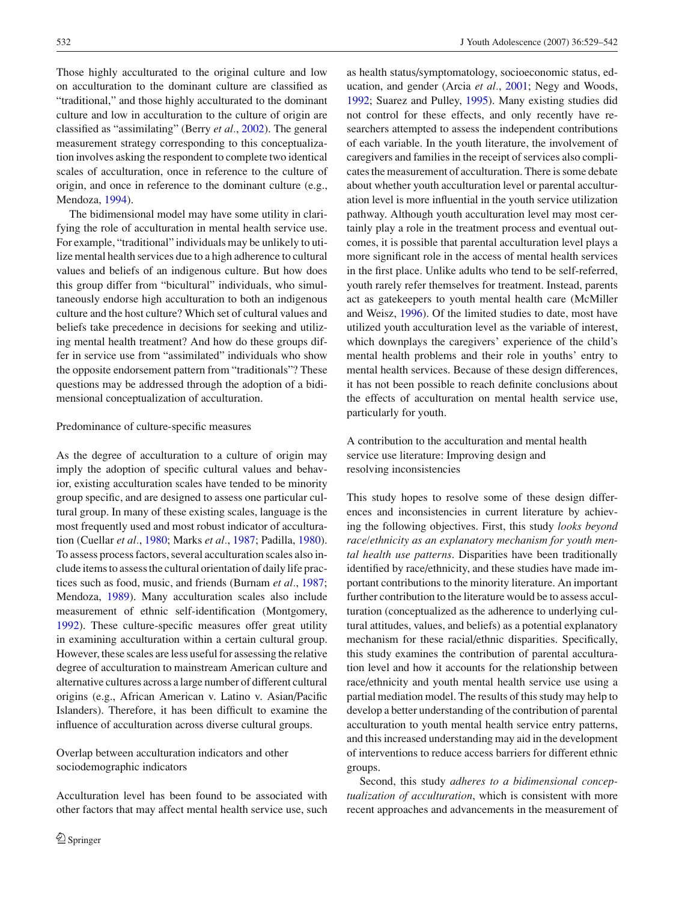Those highly acculturated to the original culture and low on acculturation to the dominant culture are classified as "traditional," and those highly acculturated to the dominant culture and low in acculturation to the culture of origin are classified as "assimilating" (Berry *et al*., 2002). The general measurement strategy corresponding to this conceptualization involves asking the respondent to complete two identical scales of acculturation, once in reference to the culture of origin, and once in reference to the dominant culture (e.g., Mendoza, 1994).

The bidimensional model may have some utility in clarifying the role of acculturation in mental health service use. For example, "traditional" individuals may be unlikely to utilize mental health services due to a high adherence to cultural values and beliefs of an indigenous culture. But how does this group differ from "bicultural" individuals, who simultaneously endorse high acculturation to both an indigenous culture and the host culture? Which set of cultural values and beliefs take precedence in decisions for seeking and utilizing mental health treatment? And how do these groups differ in service use from "assimilated" individuals who show the opposite endorsement pattern from "traditionals"? These questions may be addressed through the adoption of a bidimensional conceptualization of acculturation.

### Predominance of culture-specific measures

As the degree of acculturation to a culture of origin may imply the adoption of specific cultural values and behavior, existing acculturation scales have tended to be minority group specific, and are designed to assess one particular cultural group. In many of these existing scales, language is the most frequently used and most robust indicator of acculturation (Cuellar *et al*., 1980; Marks *et al*., 1987; Padilla, 1980). To assess process factors, several acculturation scales also include items to assess the cultural orientation of daily life practices such as food, music, and friends (Burnam *et al*., 1987; Mendoza, 1989). Many acculturation scales also include measurement of ethnic self-identification (Montgomery, 1992). These culture-specific measures offer great utility in examining acculturation within a certain cultural group. However, these scales are less useful for assessing the relative degree of acculturation to mainstream American culture and alternative cultures across a large number of different cultural origins (e.g., African American v. Latino v. Asian/Pacific Islanders). Therefore, it has been difficult to examine the influence of acculturation across diverse cultural groups.

### Overlap between acculturation indicators and other sociodemographic indicators

Acculturation level has been found to be associated with other factors that may affect mental health service use, such as health status/symptomatology, socioeconomic status, education, and gender (Arcia *et al*., 2001; Negy and Woods, 1992; Suarez and Pulley, 1995). Many existing studies did not control for these effects, and only recently have researchers attempted to assess the independent contributions of each variable. In the youth literature, the involvement of caregivers and families in the receipt of services also complicates the measurement of acculturation. There is some debate about whether youth acculturation level or parental acculturation level is more influential in the youth service utilization pathway. Although youth acculturation level may most certainly play a role in the treatment process and eventual outcomes, it is possible that parental acculturation level plays a more significant role in the access of mental health services in the first place. Unlike adults who tend to be self-referred, youth rarely refer themselves for treatment. Instead, parents act as gatekeepers to youth mental health care (McMiller and Weisz, 1996). Of the limited studies to date, most have utilized youth acculturation level as the variable of interest, which downplays the caregivers' experience of the child's mental health problems and their role in youths' entry to mental health services. Because of these design differences, it has not been possible to reach definite conclusions about the effects of acculturation on mental health service use, particularly for youth.

### A contribution to the acculturation and mental health service use literature: Improving design and resolving inconsistencies

This study hopes to resolve some of these design differences and inconsistencies in current literature by achieving the following objectives. First, this study *looks beyond race/ethnicity as an explanatory mechanism for youth mental health use patterns*. Disparities have been traditionally identified by race/ethnicity, and these studies have made important contributions to the minority literature. An important further contribution to the literature would be to assess acculturation (conceptualized as the adherence to underlying cultural attitudes, values, and beliefs) as a potential explanatory mechanism for these racial/ethnic disparities. Specifically, this study examines the contribution of parental acculturation level and how it accounts for the relationship between race/ethnicity and youth mental health service use using a partial mediation model. The results of this study may help to develop a better understanding of the contribution of parental acculturation to youth mental health service entry patterns, and this increased understanding may aid in the development of interventions to reduce access barriers for different ethnic groups.

Second, this study *adheres to a bidimensional conceptualization of acculturation*, which is consistent with more recent approaches and advancements in the measurement of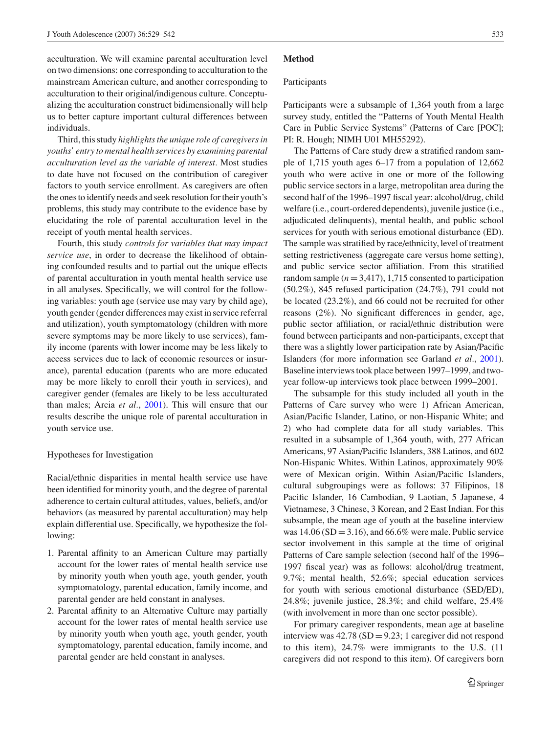acculturation. We will examine parental acculturation level on two dimensions: one corresponding to acculturation to the mainstream American culture, and another corresponding to acculturation to their original/indigenous culture. Conceptualizing the acculturation construct bidimensionally will help us to better capture important cultural differences between individuals.

Third, this study *highlights the unique role of caregivers in youths' entry to mental health services by examining parental acculturation level as the variable of interest.* Most studies to date have not focused on the contribution of caregiver factors to youth service enrollment. As caregivers are often the ones to identify needs and seek resolution for their youth's problems, this study may contribute to the evidence base by elucidating the role of parental acculturation level in the receipt of youth mental health services.

Fourth, this study *controls for variables that may impact service use*, in order to decrease the likelihood of obtaining confounded results and to partial out the unique effects of parental acculturation in youth mental health service use in all analyses. Specifically, we will control for the following variables: youth age (service use may vary by child age), youth gender (gender differences may exist in service referral and utilization), youth symptomatology (children with more severe symptoms may be more likely to use services), family income (parents with lower income may be less likely to access services due to lack of economic resources or insurance), parental education (parents who are more educated may be more likely to enroll their youth in services), and caregiver gender (females are likely to be less acculturated than males; Arcia *et al*., 2001). This will ensure that our results describe the unique role of parental acculturation in youth service use.

### Hypotheses for Investigation

Racial/ethnic disparities in mental health service use have been identified for minority youth, and the degree of parental adherence to certain cultural attitudes, values, beliefs, and/or behaviors (as measured by parental acculturation) may help explain differential use. Specifically, we hypothesize the following:

1. Parental affinity to an American Culture may partially account for the lower rates of mental health service use by minority youth when youth age, youth gender, youth symptomatology, parental education, family income, and parental gender are held constant in analyses.
2. Parental affinity to an Alternative Culture may partially account for the lower rates of mental health service use by minority youth when youth age, youth gender, youth symptomatology, parental education, family income, and parental gender are held constant in analyses.

## Method

### Participants

Participants were a subsample of 1,364 youth from a large survey study, entitled the "Patterns of Youth Mental Health Care in Public Service Systems" (Patterns of Care [POC]; PI: R. Hough; NIMH U01 MH55292).

The Patterns of Care study drew a stratified random sample of 1,715 youth ages 6–17 from a population of 12,662 youth who were active in one or more of the following public service sectors in a large, metropolitan area during the second half of the 1996–1997 fiscal year: alcohol/drug, child welfare (i.e., court-ordered dependents), juvenile justice (i.e., adjudicated delinquents), mental health, and public school services for youth with serious emotional disturbance (ED). The sample was stratified by race/ethnicity, level of treatment setting restrictiveness (aggregate care versus home setting), and public service sector affiliation. From this stratified random sample ($n = 3{,}417$), 1,715 consented to participation (50.2%), 845 refused participation (24.7%), 791 could not be located (23.2%), and 66 could not be recruited for other reasons (2%). No significant differences in gender, age, public sector affiliation, or racial/ethnic distribution were found between participants and non-participants, except that there was a slightly lower participation rate by Asian/Pacific Islanders (for more information see Garland *et al*., 2001). Baseline interviews took place between 1997–1999, and two-year follow-up interviews took place between 1999–2001.

The subsample for this study included all youth in the Patterns of Care survey who were 1) African American, Asian/Pacific Islander, Latino, or non-Hispanic White; and 2) who had complete data for all study variables. This resulted in a subsample of 1,364 youth, with, 277 African Americans, 97 Asian/Pacific Islanders, 388 Latinos, and 602 Non-Hispanic Whites. Within Latinos, approximately 90% were of Mexican origin. Within Asian/Pacific Islanders, cultural subgroupings were as follows: 37 Filipinos, 18 Pacific Islander, 16 Cambodian, 9 Laotian, 5 Japanese, 4 Vietnamese, 3 Chinese, 3 Korean, and 2 East Indian. For this subsample, the mean age of youth at the baseline interview was 14.06 (SD = 3.16), and 66.6% were male. Public service sector involvement in this sample at the time of original Patterns of Care sample selection (second half of the 1996–1997 fiscal year) was as follows: alcohol/drug treatment, 9.7%; mental health, 52.6%; special education services for youth with serious emotional disturbance (SED/ED), 24.8%; juvenile justice, 28.3%; and child welfare, 25.4% (with involvement in more than one sector possible).

For primary caregiver respondents, mean age at baseline interview was 42.78 (SD = 9.23; 1 caregiver did not respond to this item), 24.7% were immigrants to the U.S. (11 caregivers did not respond to this item). Of caregivers born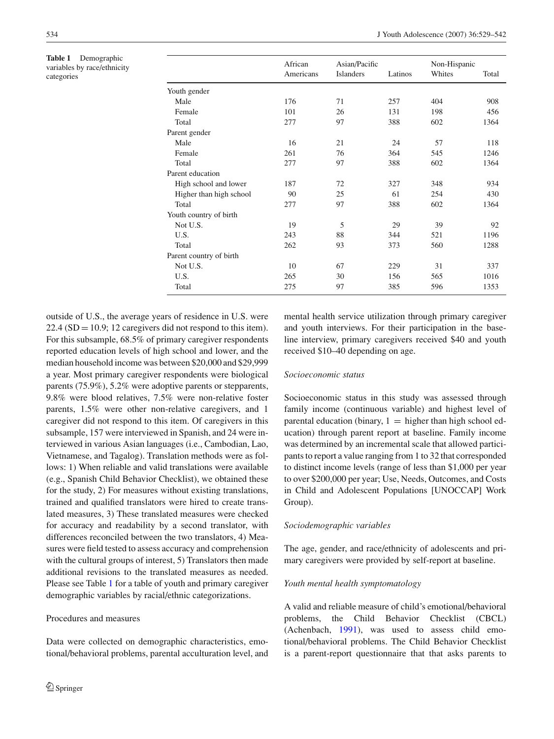**Table 1** Demographic variables by race/ethnicity categories

| | African Americans | Asian/Pacific Islanders | Latinos | Non-Hispanic Whites | Total |
|---|---|---|---|---|---|
| Youth gender | | | | | |
| Male | 176 | 71 | 257 | 404 | 908 |
| Female | 101 | 26 | 131 | 198 | 456 |
| Total | 277 | 97 | 388 | 602 | 1364 |
| Parent gender | | | | | |
| Male | 16 | 21 | 24 | 57 | 118 |
| Female | 261 | 76 | 364 | 545 | 1246 |
| Total | 277 | 97 | 388 | 602 | 1364 |
| Parent education | | | | | |
| High school and lower | 187 | 72 | 327 | 348 | 934 |
| Higher than high school | 90 | 25 | 61 | 254 | 430 |
| Total | 277 | 97 | 388 | 602 | 1364 |
| Youth country of birth | | | | | |
| Not U.S. | 19 | 5 | 29 | 39 | 92 |
| U.S. | 243 | 88 | 344 | 521 | 1196 |
| Total | 262 | 93 | 373 | 560 | 1288 |
| Parent country of birth | | | | | |
| Not U.S. | 10 | 67 | 229 | 31 | 337 |
| U.S. | 265 | 30 | 156 | 565 | 1016 |
| Total | 275 | 97 | 385 | 596 | 1353 |

outside of U.S., the average years of residence in U.S. were 22.4 (SD = 10.9; 12 caregivers did not respond to this item). For this subsample, 68.5% of primary caregiver respondents reported education levels of high school and lower, and the median household income was between $20,000 and $29,999 a year. Most primary caregiver respondents were biological parents (75.9%), 5.2% were adoptive parents or stepparents, 9.8% were blood relatives, 7.5% were non-relative foster parents, 1.5% were other non-relative caregivers, and 1 caregiver did not respond to this item. Of caregivers in this subsample, 157 were interviewed in Spanish, and 24 were interviewed in various Asian languages (i.e., Cambodian, Lao, Vietnamese, and Tagalog). Translation methods were as follows: 1) When reliable and valid translations were available (e.g., Spanish Child Behavior Checklist), we obtained these for the study, 2) For measures without existing translations, trained and qualified translators were hired to create translated measures, 3) These translated measures were checked for accuracy and readability by a second translator, with differences reconciled between the two translators, 4) Measures were field tested to assess accuracy and comprehension with the cultural groups of interest, 5) Translators then made additional revisions to the translated measures as needed. Please see Table 1 for a table of youth and primary caregiver demographic variables by racial/ethnic categorizations.

## Procedures and measures

Data were collected on demographic characteristics, emotional/behavioral problems, parental acculturation level, and mental health service utilization through primary caregiver and youth interviews. For their participation in the baseline interview, primary caregivers received $40 and youth received $10–40 depending on age.

### *Socioeconomic status*

Socioeconomic status in this study was assessed through family income (continuous variable) and highest level of parental education (binary, 1 = higher than high school education) through parent report at baseline. Family income was determined by an incremental scale that allowed participants to report a value ranging from 1 to 32 that corresponded to distinct income levels (range of less than $1,000 per year to over $200,000 per year; Use, Needs, Outcomes, and Costs in Child and Adolescent Populations [UNOCCAP] Work Group).

### *Sociodemographic variables*

The age, gender, and race/ethnicity of adolescents and primary caregivers were provided by self-report at baseline.

### *Youth mental health symptomatology*

A valid and reliable measure of child's emotional/behavioral problems, the Child Behavior Checklist (CBCL) (Achenbach, 1991), was used to assess child emotional/behavioral problems. The Child Behavior Checklist is a parent-report questionnaire that that asks parents to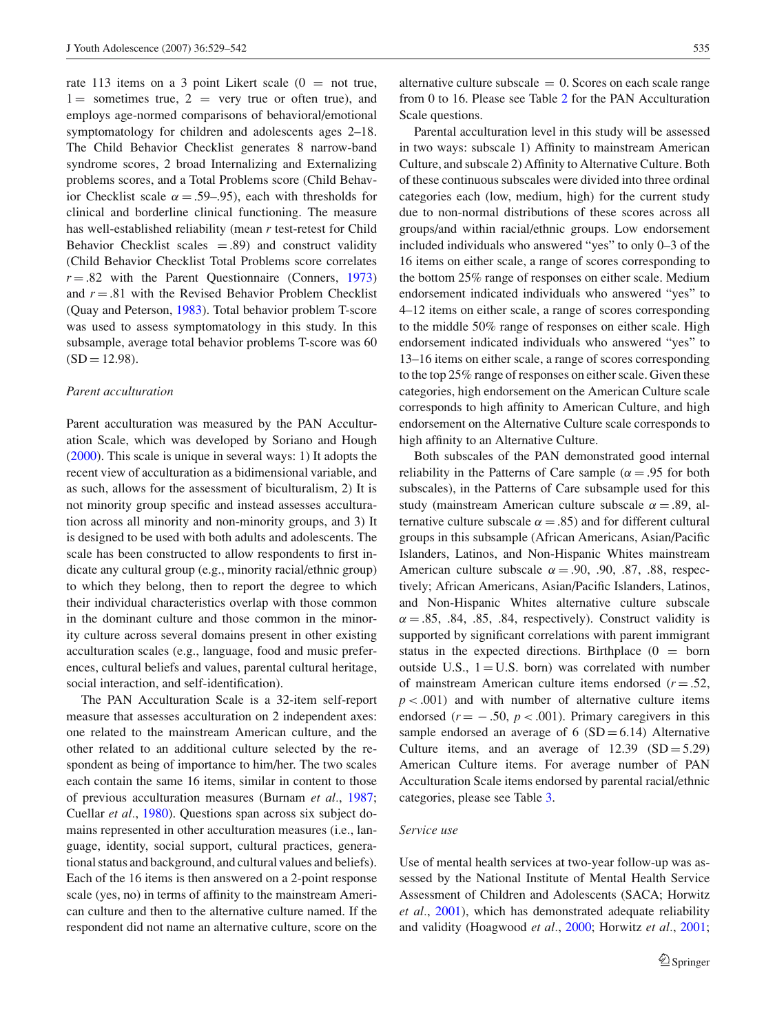rate 113 items on a 3 point Likert scale (0 = not true, 1 = sometimes true, 2 = very true or often true), and employs age-normed comparisons of behavioral/emotional symptomatology for children and adolescents ages 2–18. The Child Behavior Checklist generates 8 narrow-band syndrome scores, 2 broad Internalizing and Externalizing problems scores, and a Total Problems score (Child Behavior Checklist scale $\alpha = .59$–$.95$), each with thresholds for clinical and borderline clinical functioning. The measure has well-established reliability (mean $r$ test-retest for Child Behavior Checklist scales $= .89$) and construct validity (Child Behavior Checklist Total Problems score correlates $r = .82$ with the Parent Questionnaire (Conners, 1973) and $r = .81$ with the Revised Behavior Problem Checklist (Quay and Peterson, 1983). Total behavior problem T-score was used to assess symptomatology in this study. In this subsample, average total behavior problems T-score was 60 (SD = 12.98).

### *Parent acculturation*

Parent acculturation was measured by the PAN Acculturation Scale, which was developed by Soriano and Hough (2000). This scale is unique in several ways: 1) It adopts the recent view of acculturation as a bidimensional variable, and as such, allows for the assessment of biculturalism, 2) It is not minority group specific and instead assesses acculturation across all minority and non-minority groups, and 3) It is designed to be used with both adults and adolescents. The scale has been constructed to allow respondents to first indicate any cultural group (e.g., minority racial/ethnic group) to which they belong, then to report the degree to which their individual characteristics overlap with those common in the dominant culture and those common in the minority culture across several domains present in other existing acculturation scales (e.g., language, food and music preferences, cultural beliefs and values, parental cultural heritage, social interaction, and self-identification).

The PAN Acculturation Scale is a 32-item self-report measure that assesses acculturation on 2 independent axes: one related to the mainstream American culture, and the other related to an additional culture selected by the respondent as being of importance to him/her. The two scales each contain the same 16 items, similar in content to those of previous acculturation measures (Burnam *et al*., 1987; Cuellar *et al*., 1980). Questions span across six subject domains represented in other acculturation measures (i.e., language, identity, social support, cultural practices, generational status and background, and cultural values and beliefs). Each of the 16 items is then answered on a 2-point response scale (yes, no) in terms of affinity to the mainstream American culture and then to the alternative culture named. If the respondent did not name an alternative culture, score on the alternative culture subscale = 0. Scores on each scale range from 0 to 16. Please see Table 2 for the PAN Acculturation Scale questions.

Parental acculturation level in this study will be assessed in two ways: subscale 1) Affinity to mainstream American Culture, and subscale 2) Affinity to Alternative Culture. Both of these continuous subscales were divided into three ordinal categories each (low, medium, high) for the current study due to non-normal distributions of these scores across all groups/and within racial/ethnic groups. Low endorsement included individuals who answered "yes" to only 0–3 of the 16 items on either scale, a range of scores corresponding to the bottom 25% range of responses on either scale. Medium endorsement indicated individuals who answered "yes" to 4–12 items on either scale, a range of scores corresponding to the middle 50% range of responses on either scale. High endorsement indicated individuals who answered "yes" to 13–16 items on either scale, a range of scores corresponding to the top 25% range of responses on either scale. Given these categories, high endorsement on the American Culture scale corresponds to high affinity to American Culture, and high endorsement on the Alternative Culture scale corresponds to high affinity to an Alternative Culture.

Both subscales of the PAN demonstrated good internal reliability in the Patterns of Care sample ($\alpha = .95$ for both subscales), in the Patterns of Care subsample used for this study (mainstream American culture subscale $\alpha = .89$, alternative culture subscale $\alpha = .85$) and for different cultural groups in this subsample (African Americans, Asian/Pacific Islanders, Latinos, and Non-Hispanic Whites mainstream American culture subscale $\alpha = .90$, .90, .87, .88, respectively; African Americans, Asian/Pacific Islanders, Latinos, and Non-Hispanic Whites alternative culture subscale $\alpha = .85$, .84, .85, .84, respectively). Construct validity is supported by significant correlations with parent immigrant status in the expected directions. Birthplace (0 = born outside U.S., 1 = U.S. born) was correlated with number of mainstream American culture items endorsed ($r = .52$, $p < .001$) and with number of alternative culture items endorsed ($r = -.50$, $p < .001$). Primary caregivers in this sample endorsed an average of 6 (SD = 6.14) Alternative Culture items, and an average of 12.39 (SD = 5.29) American Culture items. For average number of PAN Acculturation Scale items endorsed by parental racial/ethnic categories, please see Table 3.

### *Service use*

Use of mental health services at two-year follow-up was assessed by the National Institute of Mental Health Service Assessment of Children and Adolescents (SACA; Horwitz *et al*., 2001), which has demonstrated adequate reliability and validity (Hoagwood *et al*., 2000; Horwitz *et al*., 2001;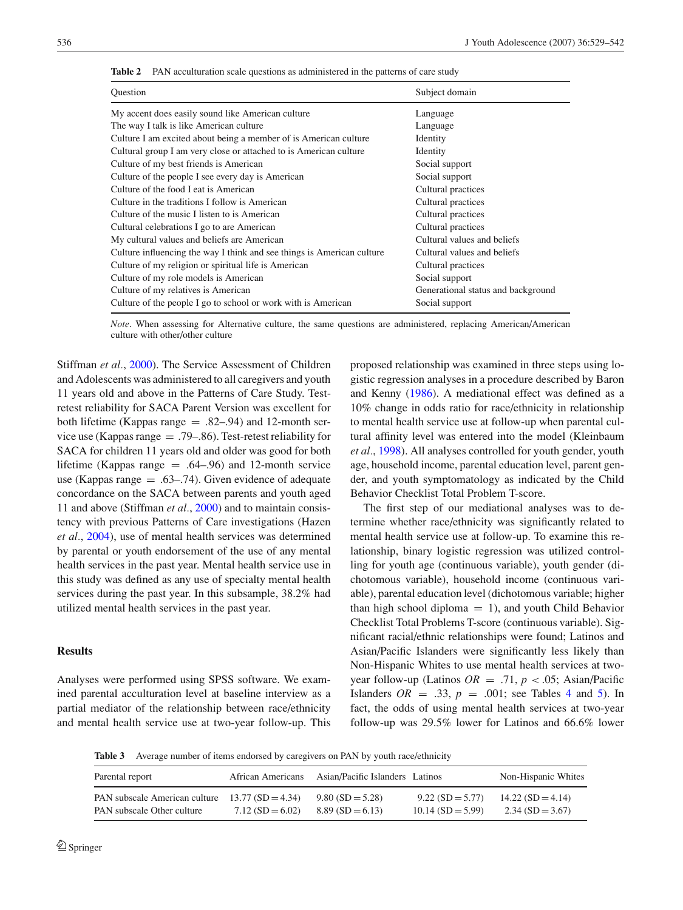**Table 2** PAN acculturation scale questions as administered in the patterns of care study

| Question | Subject domain |
|---|---|
| My accent does easily sound like American culture | Language |
| The way I talk is like American culture | Language |
| Culture I am excited about being a member of is American culture | Identity |
| Cultural group I am very close or attached to is American culture | Identity |
| Culture of my best friends is American | Social support |
| Culture of the people I see every day is American | Social support |
| Culture of the food I eat is American | Cultural practices |
| Culture in the traditions I follow is American | Cultural practices |
| Culture of the music I listen to is American | Cultural practices |
| Cultural celebrations I go to are American | Cultural practices |
| My cultural values and beliefs are American | Cultural values and beliefs |
| Culture influencing the way I think and see things is American culture | Cultural values and beliefs |
| Culture of my religion or spiritual life is American | Cultural practices |
| Culture of my role models is American | Social support |
| Culture of my relatives is American | Generational status and background |
| Culture of the people I go to school or work with is American | Social support |

*Note*. When assessing for Alternative culture, the same questions are administered, replacing American/American culture with other/other culture

Stiffman *et al.*, 2000). The Service Assessment of Children and Adolescents was administered to all caregivers and youth 11 years old and above in the Patterns of Care Study. Test-retest reliability for SACA Parent Version was excellent for both lifetime (Kappas range = .82–.94) and 12-month service use (Kappas range = .79–.86). Test-retest reliability for SACA for children 11 years old and older was good for both lifetime (Kappas range = .64–.96) and 12-month service use (Kappas range = .63–.74). Given evidence of adequate concordance on the SACA between parents and youth aged 11 and above (Stiffman *et al.*, 2000) and to maintain consistency with previous Patterns of Care investigations (Hazen *et al.*, 2004), use of mental health services was determined by parental or youth endorsement of the use of any mental health services in the past year. Mental health service use in this study was defined as any use of specialty mental health services during the past year. In this subsample, 38.2% had utilized mental health services in the past year.

## Results

Analyses were performed using SPSS software. We examined parental acculturation level at baseline interview as a partial mediator of the relationship between race/ethnicity and mental health service use at two-year follow-up. This proposed relationship was examined in three steps using logistic regression analyses in a procedure described by Baron and Kenny (1986). A mediational effect was defined as a 10% change in odds ratio for race/ethnicity in relationship to mental health service use at follow-up when parental cultural affinity level was entered into the model (Kleinbaum *et al.*, 1998). All analyses controlled for youth gender, youth age, household income, parental education level, parent gender, and youth symptomatology as indicated by the Child Behavior Checklist Total Problem T-score.

The first step of our mediational analyses was to determine whether race/ethnicity was significantly related to mental health service use at follow-up. To examine this relationship, binary logistic regression was utilized controlling for youth age (continuous variable), youth gender (dichotomous variable), household income (continuous variable), parental education level (dichotomous variable; higher than high school diploma = 1), and youth Child Behavior Checklist Total Problems T-score (continuous variable). Significant racial/ethnic relationships were found; Latinos and Asian/Pacific Islanders were significantly less likely than Non-Hispanic Whites to use mental health services at two-year follow-up (Latinos $OR = .71$, $p < .05$; Asian/Pacific Islanders $OR = .33$, $p = .001$; see Tables 4 and 5). In fact, the odds of using mental health services at two-year follow-up was 29.5% lower for Latinos and 66.6% lower

**Table 3** Average number of items endorsed by caregivers on PAN by youth race/ethnicity

| Parental report | African Americans | Asian/Pacific Islanders | Latinos | Non-Hispanic Whites |
|---|---|---|---|---|
| PAN subscale American culture | 13.77 (SD = 4.34) | 9.80 (SD = 5.28) | 9.22 (SD = 5.77) | 14.22 (SD = 4.14) |
| PAN subscale Other culture | 7.12 (SD = 6.02) | 8.89 (SD = 6.13) | 10.14 (SD = 5.99) | 2.34 (SD = 3.67) |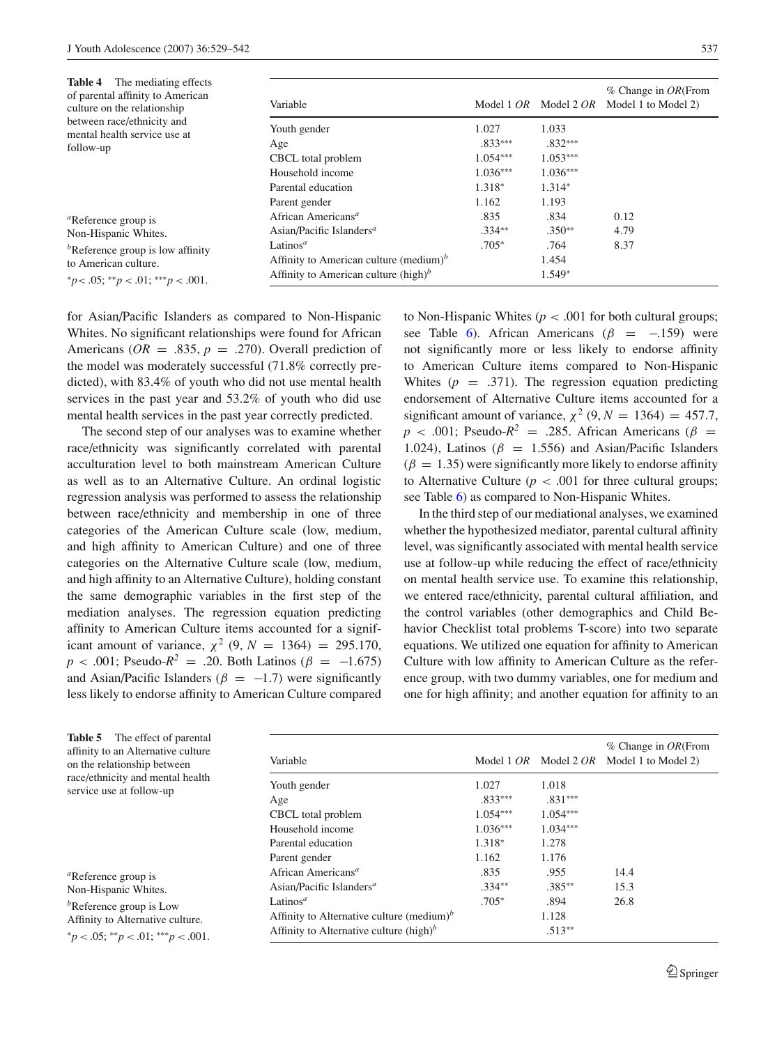**Table 4** The mediating effects of parental affinity to American culture on the relationship between race/ethnicity and mental health service use at follow-up

| Variable | Model 1 *OR* | Model 2 *OR* | % Change in *OR*(From Model 1 to Model 2) |
|---|---|---|---|
| Youth gender | 1.027 | 1.033 | |
| Age | .833*** | .832*** | |
| CBCL total problem | 1.054*** | 1.053*** | |
| Household income | 1.036*** | 1.036*** | |
| Parental education | 1.318* | 1.314* | |
| Parent gender | 1.162 | 1.193 | |
| African Americans[a] | .835 | .834 | 0.12 |
| Asian/Pacific Islanders[a] | .334** | .350** | 4.79 |
| Latinos[a] | .705* | .764 | 8.37 |
| Affinity to American culture (medium)[b] | | 1.454 | |
| Affinity to American culture (high)[b] | | 1.549* | |

[a]Reference group is Non-Hispanic Whites.

[b]Reference group is low affinity to American culture.

*$p < .05$; **$p < .01$; ***$p < .001$.

for Asian/Pacific Islanders as compared to Non-Hispanic Whites. No significant relationships were found for African Americans ($OR = .835$, $p = .270$). Overall prediction of the model was moderately successful (71.8% correctly predicted), with 83.4% of youth who did not use mental health services in the past year and 53.2% of youth who did use mental health services in the past year correctly predicted.

The second step of our analyses was to examine whether race/ethnicity was significantly correlated with parental acculturation level to both mainstream American Culture as well as to an Alternative Culture. An ordinal logistic regression analysis was performed to assess the relationship between race/ethnicity and membership in one of three categories of the American Culture scale (low, medium, and high affinity to American Culture) and one of three categories on the Alternative Culture scale (low, medium, and high affinity to an Alternative Culture), holding constant the same demographic variables in the first step of the mediation analyses. The regression equation predicting affinity to American Culture items accounted for a significant amount of variance, $\chi^2$ $(9, N = 1364) = 295.170$, $p < .001$; Pseudo-$R^2 = .20$. Both Latinos ($\beta = -1.675$) and Asian/Pacific Islanders ($\beta = -1.7$) were significantly less likely to endorse affinity to American Culture compared to Non-Hispanic Whites ($p < .001$ for both cultural groups; see Table 6). African Americans ($\beta = -.159$) were not significantly more or less likely to endorse affinity to American Culture items compared to Non-Hispanic Whites ($p = .371$). The regression equation predicting endorsement of Alternative Culture items accounted for a significant amount of variance, $\chi^2$ $(9, N = 1364) = 457.7$, $p < .001$; Pseudo-$R^2 = .285$. African Americans ($\beta = 1.024$), Latinos ($\beta = 1.556$) and Asian/Pacific Islanders ($\beta = 1.35$) were significantly more likely to endorse affinity to Alternative Culture ($p < .001$ for three cultural groups; see Table 6) as compared to Non-Hispanic Whites.

In the third step of our mediational analyses, we examined whether the hypothesized mediator, parental cultural affinity level, was significantly associated with mental health service use at follow-up while reducing the effect of race/ethnicity on mental health service use. To examine this relationship, we entered race/ethnicity, parental cultural affiliation, and the control variables (other demographics and Child Behavior Checklist total problems T-score) into two separate equations. We utilized one equation for affinity to American Culture with low affinity to American Culture as the reference group, with two dummy variables, one for medium and one for high affinity; and another equation for affinity to an

**Table 5** The effect of parental affinity to an Alternative culture on the relationship between race/ethnicity and mental health service use at follow-up

| Variable | Model 1 *OR* | Model 2 *OR* | % Change in *OR*(From Model 1 to Model 2) |
|---|---|---|---|
| Youth gender | 1.027 | 1.018 | |
| Age | .833*** | .831*** | |
| CBCL total problem | 1.054*** | 1.054*** | |
| Household income | 1.036*** | 1.034*** | |
| Parental education | 1.318* | 1.278 | |
| Parent gender | 1.162 | 1.176 | |
| African Americans[a] | .835 | .955 | 14.4 |
| Asian/Pacific Islanders[a] | .334** | .385** | 15.3 |
| Latinos[a] | .705* | .894 | 26.8 |
| Affinity to Alternative culture (medium)[b] | | 1.128 | |
| Affinity to Alternative culture (high)[b] | | .513** | |

[a]Reference group is Non-Hispanic Whites.

[b]Reference group is Low Affinity to Alternative culture.

*$p < .05$; **$p < .01$; ***$p < .001$.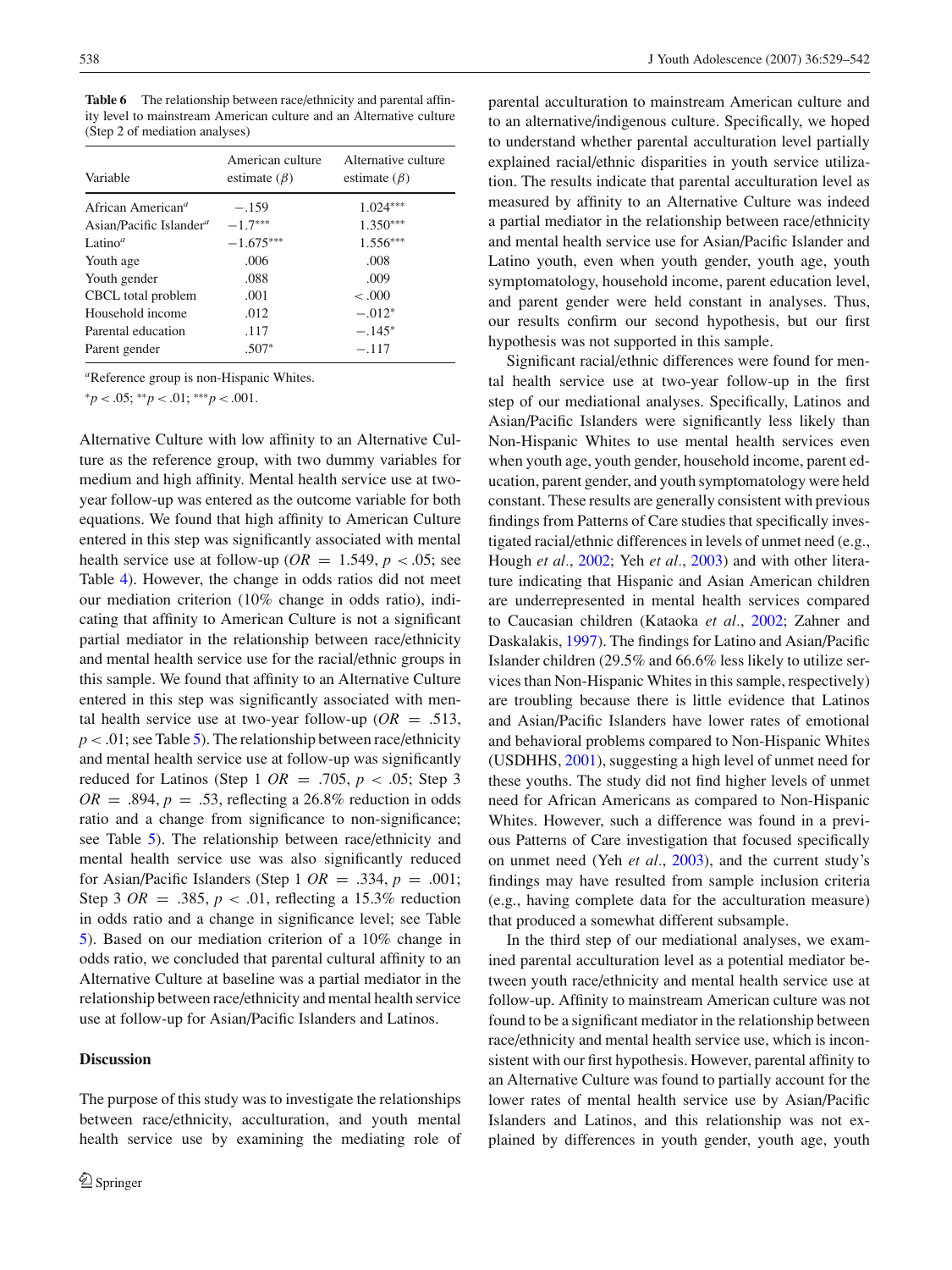**Table 6** The relationship between race/ethnicity and parental affinity level to mainstream American culture and an Alternative culture (Step 2 of mediation analyses)

| Variable | American culture estimate ($\beta$) | Alternative culture estimate ($\beta$) |
|---|---|---|
| African American[a] | −.159 | 1.024*** |
| Asian/Pacific Islander[a] | −1.7*** | 1.350*** |
| Latino[a] | −1.675*** | 1.556*** |
| Youth age | .006 | .008 |
| Youth gender | .088 | .009 |
| CBCL total problem | .001 | < .000 |
| Household income | .012 | −.012* |
| Parental education | .117 | −.145* |
| Parent gender | .507* | −.117 |

[a]Reference group is non-Hispanic Whites.

*$p < .05$; **$p < .01$; ***$p < .001$.

Alternative Culture with low affinity to an Alternative Culture as the reference group, with two dummy variables for medium and high affinity. Mental health service use at two-year follow-up was entered as the outcome variable for both equations. We found that high affinity to American Culture entered in this step was significantly associated with mental health service use at follow-up ($OR = 1.549$, $p < .05$; see Table 4). However, the change in odds ratios did not meet our mediation criterion (10% change in odds ratio), indicating that affinity to American Culture is not a significant partial mediator in the relationship between race/ethnicity and mental health service use for the racial/ethnic groups in this sample. We found that affinity to an Alternative Culture entered in this step was significantly associated with mental health service use at two-year follow-up ($OR = .513$, $p < .01$; see Table 5). The relationship between race/ethnicity and mental health service use at follow-up was significantly reduced for Latinos (Step 1 $OR = .705$, $p < .05$; Step 3 $OR = .894$, $p = .53$, reflecting a 26.8% reduction in odds ratio and a change from significance to non-significance; see Table 5). The relationship between race/ethnicity and mental health service use was also significantly reduced for Asian/Pacific Islanders (Step 1 $OR = .334$, $p = .001$; Step 3 $OR = .385$, $p < .01$, reflecting a 15.3% reduction in odds ratio and a change in significance level; see Table 5). Based on our mediation criterion of a 10% change in odds ratio, we concluded that parental cultural affinity to an Alternative Culture at baseline was a partial mediator in the relationship between race/ethnicity and mental health service use at follow-up for Asian/Pacific Islanders and Latinos.

## Discussion

The purpose of this study was to investigate the relationships between race/ethnicity, acculturation, and youth mental health service use by examining the mediating role of parental acculturation to mainstream American culture and to an alternative/indigenous culture. Specifically, we hoped to understand whether parental acculturation level partially explained racial/ethnic disparities in youth service utilization. The results indicate that parental acculturation level as measured by affinity to an Alternative Culture was indeed a partial mediator in the relationship between race/ethnicity and mental health service use for Asian/Pacific Islander and Latino youth, even when youth gender, youth age, youth symptomatology, household income, parent education level, and parent gender were held constant in analyses. Thus, our results confirm our second hypothesis, but our first hypothesis was not supported in this sample.

Significant racial/ethnic differences were found for mental health service use at two-year follow-up in the first step of our mediational analyses. Specifically, Latinos and Asian/Pacific Islanders were significantly less likely than Non-Hispanic Whites to use mental health services even when youth age, youth gender, household income, parent education, parent gender, and youth symptomatology were held constant. These results are generally consistent with previous findings from Patterns of Care studies that specifically investigated racial/ethnic differences in levels of unmet need (e.g., Hough *et al.*, 2002; Yeh *et al.*, 2003) and with other literature indicating that Hispanic and Asian American children are underrepresented in mental health services compared to Caucasian children (Kataoka *et al.*, 2002; Zahner and Daskalakis, 1997). The findings for Latino and Asian/Pacific Islander children (29.5% and 66.6% less likely to utilize services than Non-Hispanic Whites in this sample, respectively) are troubling because there is little evidence that Latinos and Asian/Pacific Islanders have lower rates of emotional and behavioral problems compared to Non-Hispanic Whites (USDHHS, 2001), suggesting a high level of unmet need for these youths. The study did not find higher levels of unmet need for African Americans as compared to Non-Hispanic Whites. However, such a difference was found in a previous Patterns of Care investigation that focused specifically on unmet need (Yeh *et al.*, 2003), and the current study's findings may have resulted from sample inclusion criteria (e.g., having complete data for the acculturation measure) that produced a somewhat different subsample.

In the third step of our mediational analyses, we examined parental acculturation level as a potential mediator between youth race/ethnicity and mental health service use at follow-up. Affinity to mainstream American culture was not found to be a significant mediator in the relationship between race/ethnicity and mental health service use, which is inconsistent with our first hypothesis. However, parental affinity to an Alternative Culture was found to partially account for the lower rates of mental health service use by Asian/Pacific Islanders and Latinos, and this relationship was not explained by differences in youth gender, youth age, youth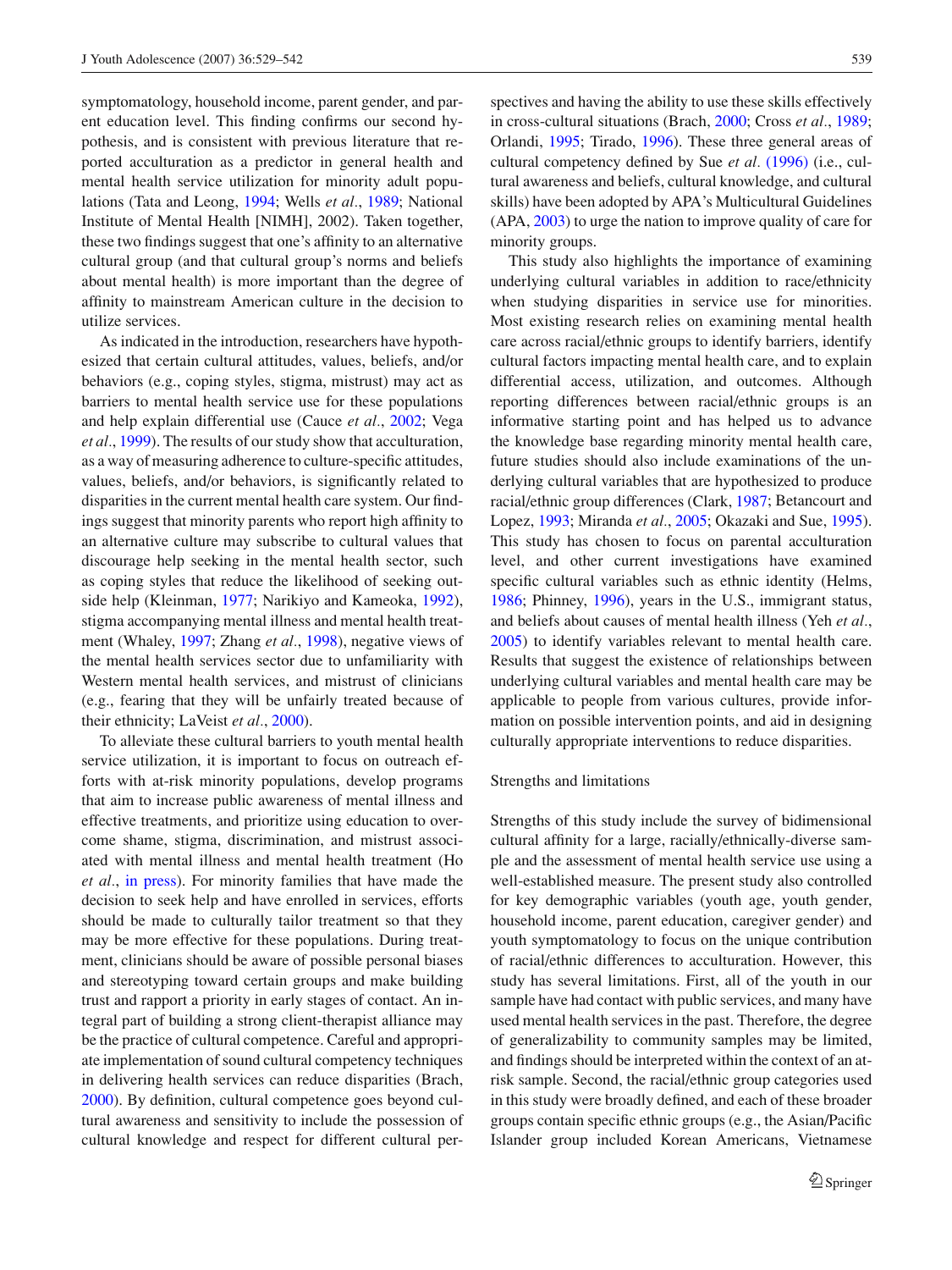symptomatology, household income, parent gender, and parent education level. This finding confirms our second hypothesis, and is consistent with previous literature that reported acculturation as a predictor in general health and mental health service utilization for minority adult populations (Tata and Leong, 1994; Wells *et al*., 1989; National Institute of Mental Health [NIMH], 2002). Taken together, these two findings suggest that one's affinity to an alternative cultural group (and that cultural group's norms and beliefs about mental health) is more important than the degree of affinity to mainstream American culture in the decision to utilize services.

As indicated in the introduction, researchers have hypothesized that certain cultural attitudes, values, beliefs, and/or behaviors (e.g., coping styles, stigma, mistrust) may act as barriers to mental health service use for these populations and help explain differential use (Cauce *et al*., 2002; Vega *et al*., 1999). The results of our study show that acculturation, as a way of measuring adherence to culture-specific attitudes, values, beliefs, and/or behaviors, is significantly related to disparities in the current mental health care system. Our findings suggest that minority parents who report high affinity to an alternative culture may subscribe to cultural values that discourage help seeking in the mental health sector, such as coping styles that reduce the likelihood of seeking outside help (Kleinman, 1977; Narikiyo and Kameoka, 1992), stigma accompanying mental illness and mental health treatment (Whaley, 1997; Zhang *et al*., 1998), negative views of the mental health services sector due to unfamiliarity with Western mental health services, and mistrust of clinicians (e.g., fearing that they will be unfairly treated because of their ethnicity; LaVeist *et al*., 2000).

To alleviate these cultural barriers to youth mental health service utilization, it is important to focus on outreach efforts with at-risk minority populations, develop programs that aim to increase public awareness of mental illness and effective treatments, and prioritize using education to overcome shame, stigma, discrimination, and mistrust associated with mental illness and mental health treatment (Ho *et al*., in press). For minority families that have made the decision to seek help and have enrolled in services, efforts should be made to culturally tailor treatment so that they may be more effective for these populations. During treatment, clinicians should be aware of possible personal biases and stereotyping toward certain groups and make building trust and rapport a priority in early stages of contact. An integral part of building a strong client-therapist alliance may be the practice of cultural competence. Careful and appropriate implementation of sound cultural competency techniques in delivering health services can reduce disparities (Brach, 2000). By definition, cultural competence goes beyond cultural awareness and sensitivity to include the possession of cultural knowledge and respect for different cultural perspectives and having the ability to use these skills effectively in cross-cultural situations (Brach, 2000; Cross *et al*., 1989; Orlandi, 1995; Tirado, 1996). These three general areas of cultural competency defined by Sue *et al*. (1996) (i.e., cultural awareness and beliefs, cultural knowledge, and cultural skills) have been adopted by APA's Multicultural Guidelines (APA, 2003) to urge the nation to improve quality of care for minority groups.

This study also highlights the importance of examining underlying cultural variables in addition to race/ethnicity when studying disparities in service use for minorities. Most existing research relies on examining mental health care across racial/ethnic groups to identify barriers, identify cultural factors impacting mental health care, and to explain differential access, utilization, and outcomes. Although reporting differences between racial/ethnic groups is an informative starting point and has helped us to advance the knowledge base regarding minority mental health care, future studies should also include examinations of the underlying cultural variables that are hypothesized to produce racial/ethnic group differences (Clark, 1987; Betancourt and Lopez, 1993; Miranda *et al*., 2005; Okazaki and Sue, 1995). This study has chosen to focus on parental acculturation level, and other current investigations have examined specific cultural variables such as ethnic identity (Helms, 1986; Phinney, 1996), years in the U.S., immigrant status, and beliefs about causes of mental health illness (Yeh *et al*., 2005) to identify variables relevant to mental health care. Results that suggest the existence of relationships between underlying cultural variables and mental health care may be applicable to people from various cultures, provide information on possible intervention points, and aid in designing culturally appropriate interventions to reduce disparities.

## Strengths and limitations

Strengths of this study include the survey of bidimensional cultural affinity for a large, racially/ethnically-diverse sample and the assessment of mental health service use using a well-established measure. The present study also controlled for key demographic variables (youth age, youth gender, household income, parent education, caregiver gender) and youth symptomatology to focus on the unique contribution of racial/ethnic differences to acculturation. However, this study has several limitations. First, all of the youth in our sample have had contact with public services, and many have used mental health services in the past. Therefore, the degree of generalizability to community samples may be limited, and findings should be interpreted within the context of an at-risk sample. Second, the racial/ethnic group categories used in this study were broadly defined, and each of these broader groups contain specific ethnic groups (e.g., the Asian/Pacific Islander group included Korean Americans, Vietnamese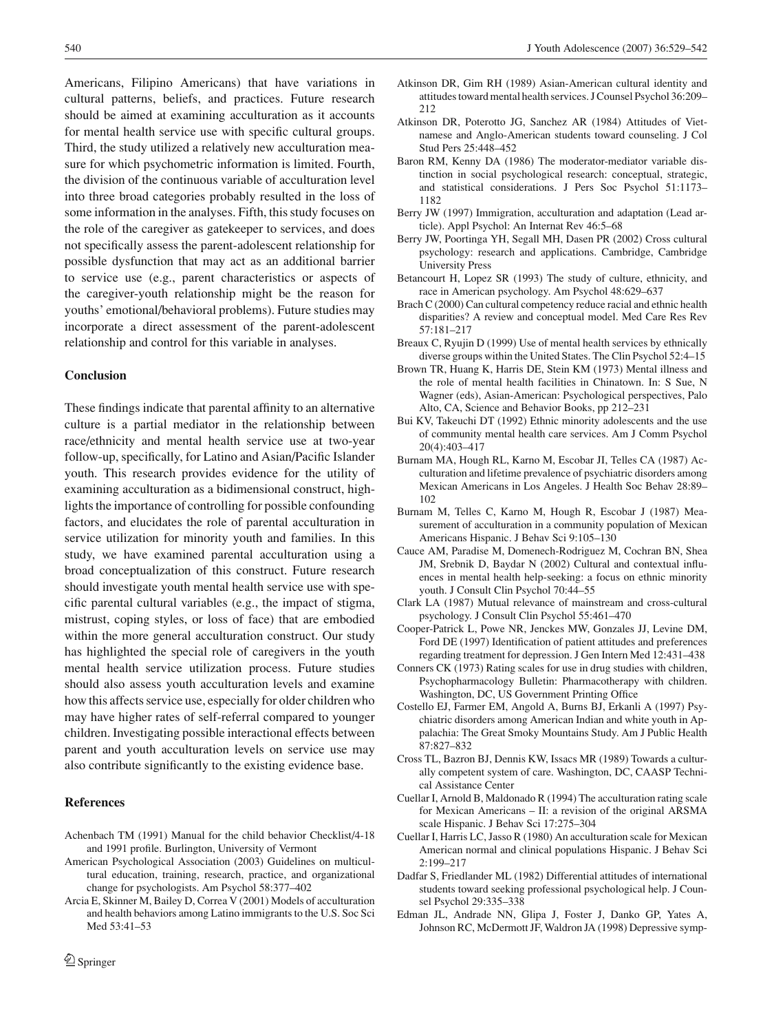Americans, Filipino Americans) that have variations in cultural patterns, beliefs, and practices. Future research should be aimed at examining acculturation as it accounts for mental health service use with specific cultural groups. Third, the study utilized a relatively new acculturation measure for which psychometric information is limited. Fourth, the division of the continuous variable of acculturation level into three broad categories probably resulted in the loss of some information in the analyses. Fifth, this study focuses on the role of the caregiver as gatekeeper to services, and does not specifically assess the parent-adolescent relationship for possible dysfunction that may act as an additional barrier to service use (e.g., parent characteristics or aspects of the caregiver-youth relationship might be the reason for youths' emotional/behavioral problems). Future studies may incorporate a direct assessment of the parent-adolescent relationship and control for this variable in analyses.

## Conclusion

These findings indicate that parental affinity to an alternative culture is a partial mediator in the relationship between race/ethnicity and mental health service use at two-year follow-up, specifically, for Latino and Asian/Pacific Islander youth. This research provides evidence for the utility of examining acculturation as a bidimensional construct, highlights the importance of controlling for possible confounding factors, and elucidates the role of parental acculturation in service utilization for minority youth and families. In this study, we have examined parental acculturation using a broad conceptualization of this construct. Future research should investigate youth mental health service use with specific parental cultural variables (e.g., the impact of stigma, mistrust, coping styles, or loss of face) that are embodied within the more general acculturation construct. Our study has highlighted the special role of caregivers in the youth mental health service utilization process. Future studies should also assess youth acculturation levels and examine how this affects service use, especially for older children who may have higher rates of self-referral compared to younger children. Investigating possible interactional effects between parent and youth acculturation levels on service use may also contribute significantly to the existing evidence base.

## References

Achenbach TM (1991) Manual for the child behavior Checklist/4-18 and 1991 profile. Burlington, University of Vermont

American Psychological Association (2003) Guidelines on multicultural education, training, research, practice, and organizational change for psychologists. Am Psychol 58:377–402

Arcia E, Skinner M, Bailey D, Correa V (2001) Models of acculturation and health behaviors among Latino immigrants to the U.S. Soc Sci Med 53:41–53

Atkinson DR, Gim RH (1989) Asian-American cultural identity and attitudes toward mental health services. J Counsel Psychol 36:209–212

Atkinson DR, Poterotto JG, Sanchez AR (1984) Attitudes of Vietnamese and Anglo-American students toward counseling. J Col Stud Pers 25:448–452

Baron RM, Kenny DA (1986) The moderator-mediator variable distinction in social psychological research: conceptual, strategic, and statistical considerations. J Pers Soc Psychol 51:1173–1182

Berry JW (1997) Immigration, acculturation and adaptation (Lead article). Appl Psychol: An Internat Rev 46:5–68

Berry JW, Poortinga YH, Segall MH, Dasen PR (2002) Cross cultural psychology: research and applications. Cambridge, Cambridge University Press

Betancourt H, Lopez SR (1993) The study of culture, ethnicity, and race in American psychology. Am Psychol 48:629–637

Brach C (2000) Can cultural competency reduce racial and ethnic health disparities? A review and conceptual model. Med Care Res Rev 57:181–217

Breaux C, Ryujin D (1999) Use of mental health services by ethnically diverse groups within the United States. The Clin Psychol 52:4–15

Brown TR, Huang K, Harris DE, Stein KM (1973) Mental illness and the role of mental health facilities in Chinatown. In: S Sue, N Wagner (eds), Asian-American: Psychological perspectives, Palo Alto, CA, Science and Behavior Books, pp 212–231

Bui KV, Takeuchi DT (1992) Ethnic minority adolescents and the use of community mental health care services. Am J Comm Psychol 20(4):403–417

Burnam MA, Hough RL, Karno M, Escobar JI, Telles CA (1987) Acculturation and lifetime prevalence of psychiatric disorders among Mexican Americans in Los Angeles. J Health Soc Behav 28:89–102

Burnam M, Telles C, Karno M, Hough R, Escobar J (1987) Measurement of acculturation in a community population of Mexican Americans Hispanic. J Behav Sci 9:105–130

Cauce AM, Paradise M, Domenech-Rodriguez M, Cochran BN, Shea JM, Srebnik D, Baydar N (2002) Cultural and contextual influences in mental health help-seeking: a focus on ethnic minority youth. J Consult Clin Psychol 70:44–55

Clark LA (1987) Mutual relevance of mainstream and cross-cultural psychology. J Consult Clin Psychol 55:461–470

Cooper-Patrick L, Powe NR, Jenckes MW, Gonzales JJ, Levine DM, Ford DE (1997) Identification of patient attitudes and preferences regarding treatment for depression. J Gen Intern Med 12:431–438

Conners CK (1973) Rating scales for use in drug studies with children, Psychopharmacology Bulletin: Pharmacotherapy with children. Washington, DC, US Government Printing Office

Costello EJ, Farmer EM, Angold A, Burns BJ, Erkanli A (1997) Psychiatric disorders among American Indian and white youth in Appalachia: The Great Smoky Mountains Study. Am J Public Health 87:827–832

Cross TL, Bazron BJ, Dennis KW, Issacs MR (1989) Towards a culturally competent system of care. Washington, DC, CAASP Technical Assistance Center

Cuellar I, Arnold B, Maldonado R (1994) The acculturation rating scale for Mexican Americans – II: a revision of the original ARSMA scale Hispanic. J Behav Sci 17:275–304

Cuellar I, Harris LC, Jasso R (1980) An acculturation scale for Mexican American normal and clinical populations Hispanic. J Behav Sci 2:199–217

Dadfar S, Friedlander ML (1982) Differential attitudes of international students toward seeking professional psychological help. J Counsel Psychol 29:335–338

Edman JL, Andrade NN, Glipa J, Foster J, Danko GP, Yates A, Johnson RC, McDermott JF, Waldron JA (1998) Depressive symp-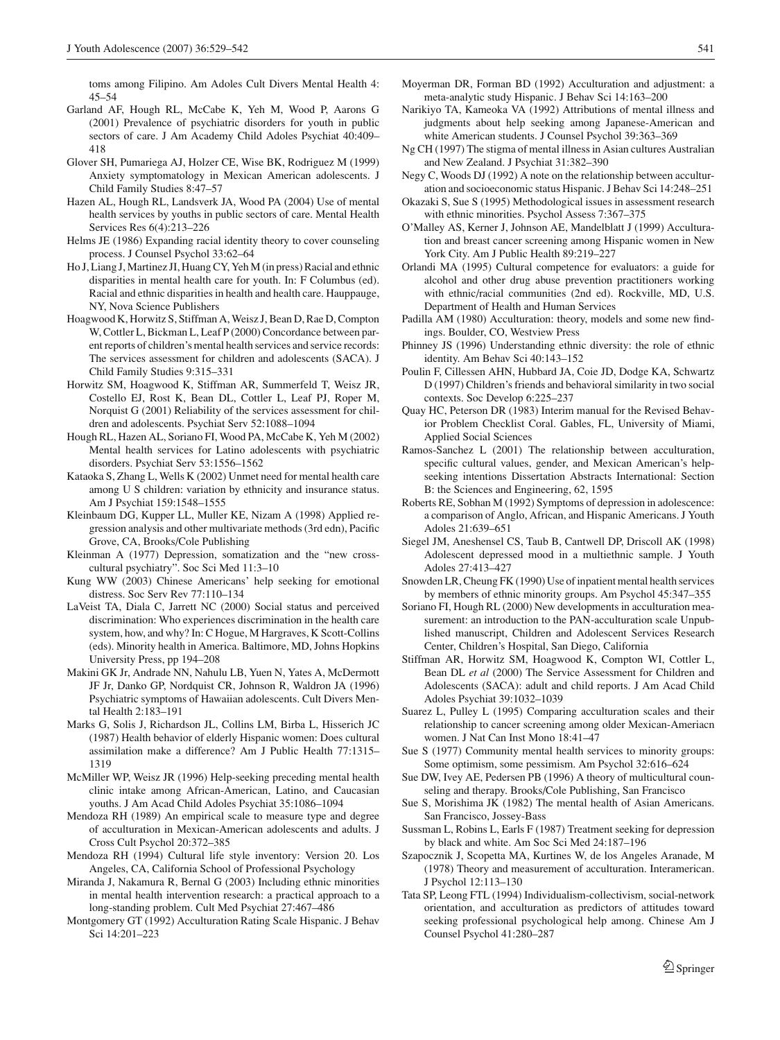toms among Filipino. Am Adoles Cult Divers Mental Health 4: 45–54

Garland AF, Hough RL, McCabe K, Yeh M, Wood P, Aarons G (2001) Prevalence of psychiatric disorders for youth in public sectors of care. J Am Academy Child Adoles Psychiat 40:409–418

Glover SH, Pumariega AJ, Holzer CE, Wise BK, Rodriguez M (1999) Anxiety symptomatology in Mexican American adolescents. J Child Family Studies 8:47–57

Hazen AL, Hough RL, Landsverk JA, Wood PA (2004) Use of mental health services by youths in public sectors of care. Mental Health Services Res 6(4):213–226

Helms JE (1986) Expanding racial identity theory to cover counseling process. J Counsel Psychol 33:62–64

Ho J, Liang J, Martinez JI, Huang CY, Yeh M (in press) Racial and ethnic disparities in mental health care for youth. In: F Columbus (ed). Racial and ethnic disparities in health and health care. Hauppauge, NY, Nova Science Publishers

Hoagwood K, Horwitz S, Stiffman A, Weisz J, Bean D, Rae D, Compton W, Cottler L, Bickman L, Leaf P (2000) Concordance between parent reports of children's mental health services and service records: The services assessment for children and adolescents (SACA). J Child Family Studies 9:315–331

Horwitz SM, Hoagwood K, Stiffman AR, Summerfeld T, Weisz JR, Costello EJ, Rost K, Bean DL, Cottler L, Leaf PJ, Roper M, Norquist G (2001) Reliability of the services assessment for children and adolescents. Psychiat Serv 52:1088–1094

Hough RL, Hazen AL, Soriano FI, Wood PA, McCabe K, Yeh M (2002) Mental health services for Latino adolescents with psychiatric disorders. Psychiat Serv 53:1556–1562

Kataoka S, Zhang L, Wells K (2002) Unmet need for mental health care among U S children: variation by ethnicity and insurance status. Am J Psychiat 159:1548–1555

Kleinbaum DG, Kupper LL, Muller KE, Nizam A (1998) Applied regression analysis and other multivariate methods (3rd edn), Pacific Grove, CA, Brooks/Cole Publishing

Kleinman A (1977) Depression, somatization and the "new cross-cultural psychiatry". Soc Sci Med 11:3–10

Kung WW (2003) Chinese Americans' help seeking for emotional distress. Soc Serv Rev 77:110–134

LaVeist TA, Diala C, Jarrett NC (2000) Social status and perceived discrimination: Who experiences discrimination in the health care system, how, and why? In: C Hogue, M Hargraves, K Scott-Collins (eds). Minority health in America. Baltimore, MD, Johns Hopkins University Press, pp 194–208

Makini GK Jr, Andrade NN, Nahulu LB, Yuen N, Yates A, McDermott JF Jr, Danko GP, Nordquist CR, Johnson R, Waldron JA (1996) Psychiatric symptoms of Hawaiian adolescents. Cult Divers Mental Health 2:183–191

Marks G, Solis J, Richardson JL, Collins LM, Birba L, Hisserich JC (1987) Health behavior of elderly Hispanic women: Does cultural assimilation make a difference? Am J Public Health 77:1315–1319

McMiller WP, Weisz JR (1996) Help-seeking preceding mental health clinic intake among African-American, Latino, and Caucasian youths. J Am Acad Child Adoles Psychiat 35:1086–1094

Mendoza RH (1989) An empirical scale to measure type and degree of acculturation in Mexican-American adolescents and adults. J Cross Cult Psychol 20:372–385

Mendoza RH (1994) Cultural life style inventory: Version 20. Los Angeles, CA, California School of Professional Psychology

Miranda J, Nakamura R, Bernal G (2003) Including ethnic minorities in mental health intervention research: a practical approach to a long-standing problem. Cult Med Psychiat 27:467–486

Montgomery GT (1992) Acculturation Rating Scale Hispanic. J Behav Sci 14:201–223

Moyerman DR, Forman BD (1992) Acculturation and adjustment: a meta-analytic study Hispanic. J Behav Sci 14:163–200

Narikiyo TA, Kameoka VA (1992) Attributions of mental illness and judgments about help seeking among Japanese-American and white American students. J Counsel Psychol 39:363–369

Ng CH (1997) The stigma of mental illness in Asian cultures Australian and New Zealand. J Psychiat 31:382–390

Negy C, Woods DJ (1992) A note on the relationship between acculturation and socioeconomic status Hispanic. J Behav Sci 14:248–251

Okazaki S, Sue S (1995) Methodological issues in assessment research with ethnic minorities. Psychol Assess 7:367–375

O'Malley AS, Kerner J, Johnson AE, Mandelblatt J (1999) Acculturation and breast cancer screening among Hispanic women in New York City. Am J Public Health 89:219–227

Orlandi MA (1995) Cultural competence for evaluators: a guide for alcohol and other drug abuse prevention practitioners working with ethnic/racial communities (2nd ed). Rockville, MD, U.S. Department of Health and Human Services

Padilla AM (1980) Acculturation: theory, models and some new findings. Boulder, CO, Westview Press

Phinney JS (1996) Understanding ethnic diversity: the role of ethnic identity. Am Behav Sci 40:143–152

Poulin F, Cillessen AHN, Hubbard JA, Coie JD, Dodge KA, Schwartz D (1997) Children's friends and behavioral similarity in two social contexts. Soc Develop 6:225–237

Quay HC, Peterson DR (1983) Interim manual for the Revised Behavior Problem Checklist Coral. Gables, FL, University of Miami, Applied Social Sciences

Ramos-Sanchez L (2001) The relationship between acculturation, specific cultural values, gender, and Mexican American's help-seeking intentions Dissertation Abstracts International: Section B: the Sciences and Engineering, 62, 1595

Roberts RE, Sobhan M (1992) Symptoms of depression in adolescence: a comparison of Anglo, African, and Hispanic Americans. J Youth Adoles 21:639–651

Siegel JM, Aneshensel CS, Taub B, Cantwell DP, Driscoll AK (1998) Adolescent depressed mood in a multiethnic sample. J Youth Adoles 27:413–427

Snowden LR, Cheung FK (1990) Use of inpatient mental health services by members of ethnic minority groups. Am Psychol 45:347–355

Soriano FI, Hough RL (2000) New developments in acculturation measurement: an introduction to the PAN-acculturation scale Unpublished manuscript, Children and Adolescent Services Research Center, Children's Hospital, San Diego, California

Stiffman AR, Horwitz SM, Hoagwood K, Compton WI, Cottler L, Bean DL *et al* (2000) The Service Assessment for Children and Adolescents (SACA): adult and child reports. J Am Acad Child Adoles Psychiat 39:1032–1039

Suarez L, Pulley L (1995) Comparing acculturation scales and their relationship to cancer screening among older Mexican-Ameriacn women. J Nat Can Inst Mono 18:41–47

Sue S (1977) Community mental health services to minority groups: Some optimism, some pessimism. Am Psychol 32:616–624

Sue DW, Ivey AE, Pedersen PB (1996) A theory of multicultural counseling and therapy. Brooks/Cole Publishing, San Francisco

Sue S, Morishima JK (1982) The mental health of Asian Americans. San Francisco, Jossey-Bass

Sussman L, Robins L, Earls F (1987) Treatment seeking for depression by black and white. Am Soc Sci Med 24:187–196

Szapocznik J, Scopetta MA, Kurtines W, de los Angeles Aranade, M (1978) Theory and measurement of acculturation. Interamerican. J Psychol 12:113–130

Tata SP, Leong FTL (1994) Individualism-collectivism, social-network orientation, and acculturation as predictors of attitudes toward seeking professional psychological help among. Chinese Am J Counsel Psychol 41:280–287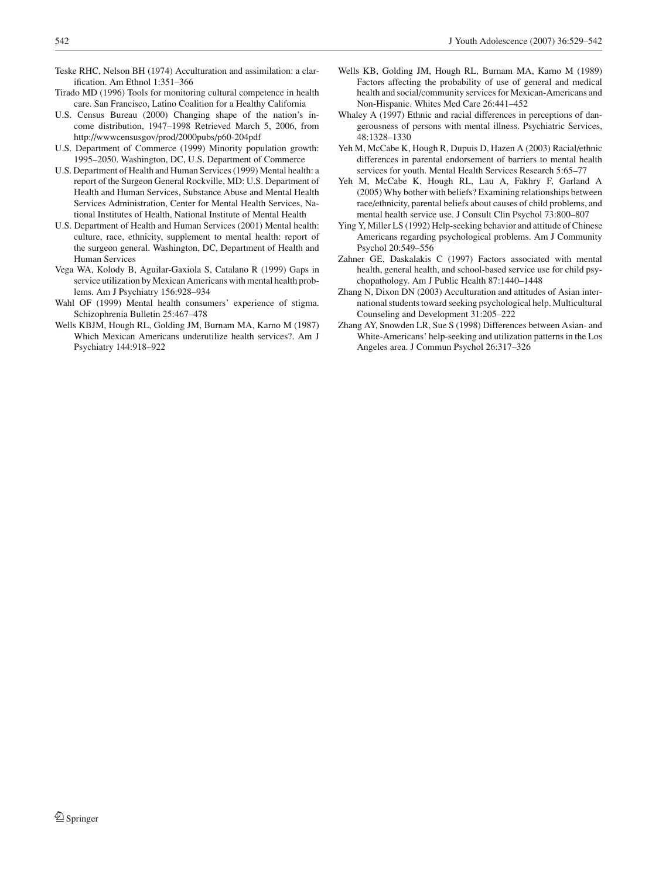Teske RHC, Nelson BH (1974) Acculturation and assimilation: a clarification. Am Ethnol 1:351–366

Tirado MD (1996) Tools for monitoring cultural competence in health care. San Francisco, Latino Coalition for a Healthy California

U.S. Census Bureau (2000) Changing shape of the nation's income distribution, 1947–1998 Retrieved March 5, 2006, from http://wwwcensusgov/prod/2000pubs/p60-204pdf

U.S. Department of Commerce (1999) Minority population growth: 1995–2050. Washington, DC, U.S. Department of Commerce

U.S. Department of Health and Human Services (1999) Mental health: a report of the Surgeon General Rockville, MD: U.S. Department of Health and Human Services, Substance Abuse and Mental Health Services Administration, Center for Mental Health Services, National Institutes of Health, National Institute of Mental Health

U.S. Department of Health and Human Services (2001) Mental health: culture, race, ethnicity, supplement to mental health: report of the surgeon general. Washington, DC, Department of Health and Human Services

Vega WA, Kolody B, Aguilar-Gaxiola S, Catalano R (1999) Gaps in service utilization by Mexican Americans with mental health problems. Am J Psychiatry 156:928–934

Wahl OF (1999) Mental health consumers' experience of stigma. Schizophrenia Bulletin 25:467–478

Wells KBJM, Hough RL, Golding JM, Burnam MA, Karno M (1987) Which Mexican Americans underutilize health services?. Am J Psychiatry 144:918–922

Wells KB, Golding JM, Hough RL, Burnam MA, Karno M (1989) Factors affecting the probability of use of general and medical health and social/community services for Mexican-Americans and Non-Hispanic. Whites Med Care 26:441–452

Whaley A (1997) Ethnic and racial differences in perceptions of dangerousness of persons with mental illness. Psychiatric Services, 48:1328–1330

Yeh M, McCabe K, Hough R, Dupuis D, Hazen A (2003) Racial/ethnic differences in parental endorsement of barriers to mental health services for youth. Mental Health Services Research 5:65–77

Yeh M, McCabe K, Hough RL, Lau A, Fakhry F, Garland A (2005) Why bother with beliefs? Examining relationships between race/ethnicity, parental beliefs about causes of child problems, and mental health service use. J Consult Clin Psychol 73:800–807

Ying Y, Miller LS (1992) Help-seeking behavior and attitude of Chinese Americans regarding psychological problems. Am J Community Psychol 20:549–556

Zahner GE, Daskalakis C (1997) Factors associated with mental health, general health, and school-based service use for child psychopathology. Am J Public Health 87:1440–1448

Zhang N, Dixon DN (2003) Acculturation and attitudes of Asian international students toward seeking psychological help. Multicultural Counseling and Development 31:205–222

Zhang AY, Snowden LR, Sue S (1998) Differences between Asian- and White-Americans' help-seeking and utilization patterns in the Los Angeles area. J Commun Psychol 26:317–326